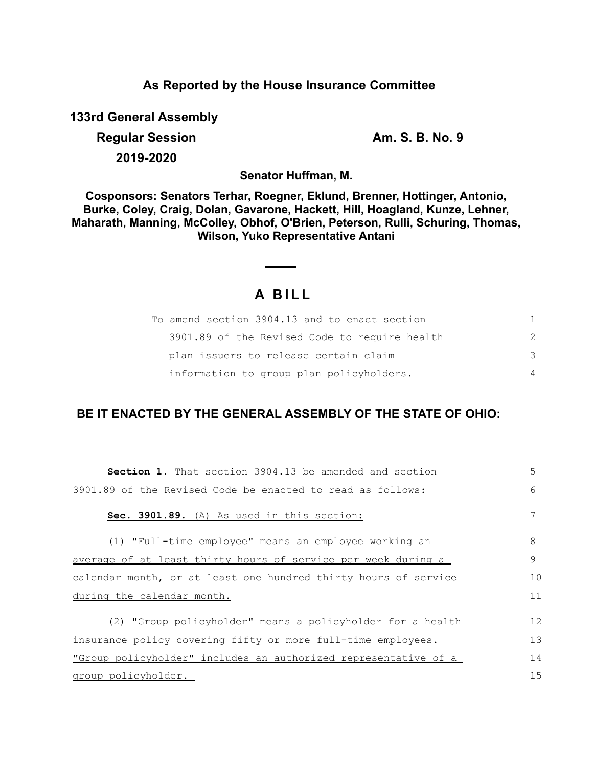## As Reported by the House Insurance Committee

**133rd General Assembly**

**Regular Session** **Am. S. B. No. 9**

**2019-2020**

**Senator Huffman, M.**

**Cosponsors: Senators Terhar, Roegner, Eklund, Brenner, Hottinger, Antonio, Burke, Coley, Craig, Dolan, Gavarone, Hackett, Hill, Hoagland, Kunze, Lehner, Maharath, Manning, McColley, Obhof, O'Brien, Peterson, Rulli, Schuring, Thomas, Wilson, Yuko Representative Antani**

# A BILL

To amend section 3904.13 and to enact section 3901.89 of the Revised Code to require health plan issuers to release certain claim information to group plan policyholders.

## BE IT ENACTED BY THE GENERAL ASSEMBLY OF THE STATE OF OHIO:

**Section 1.** That section 3904.13 be amended and section 3901.89 of the Revised Code be enacted to read as follows:

**Sec. 3901.89.** (A) As used in this section:

(1) "Full-time employee" means an employee working an average of at least thirty hours of service per week during a calendar month, or at least one hundred thirty hours of service during the calendar month.

(2) "Group policyholder" means a policyholder for a health insurance policy covering fifty or more full-time employees. "Group policyholder" includes an authorized representative of a group policyholder.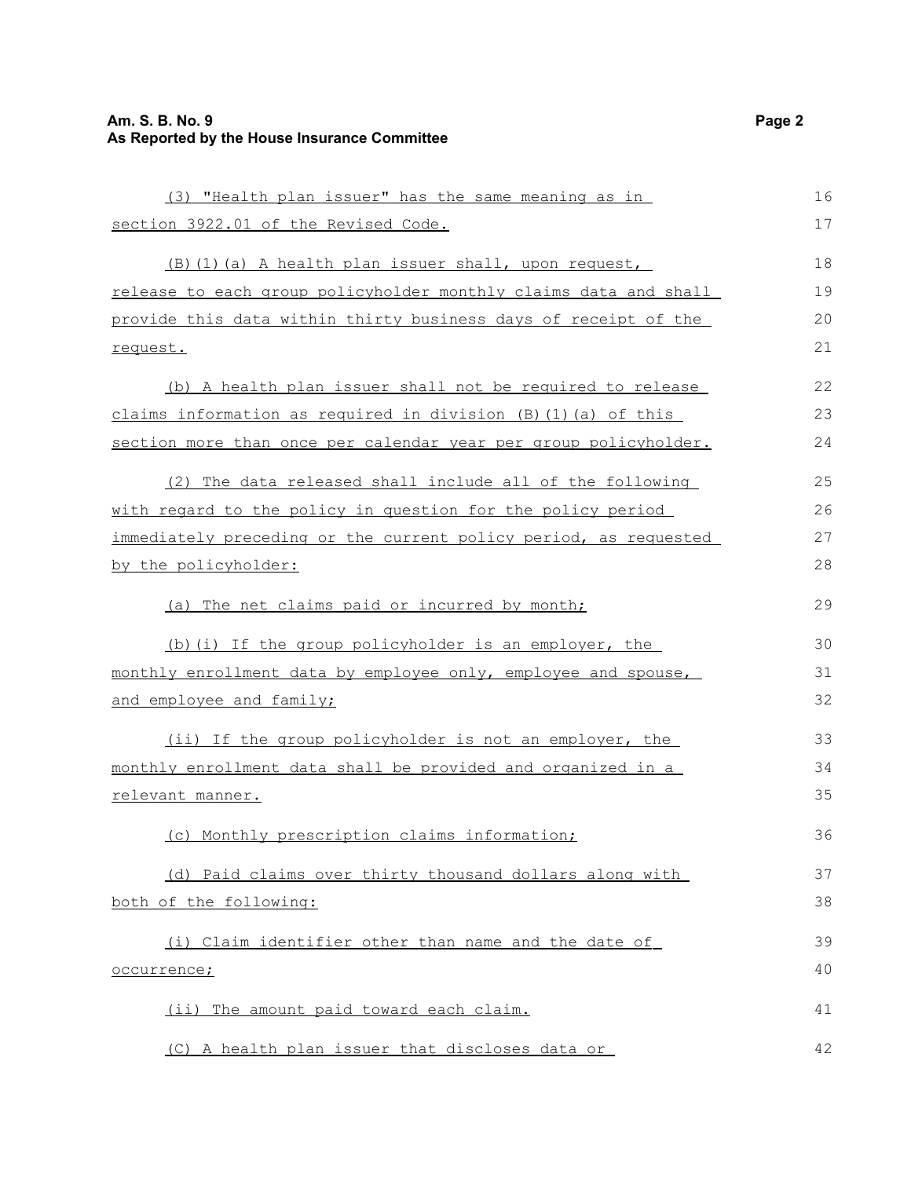(3) "Health plan issuer" has the same meaning as in section 3922.01 of the Revised Code.

(B)(1)(a) A health plan issuer shall, upon request, release to each group policyholder monthly claims data and shall provide this data within thirty business days of receipt of the request.

(b) A health plan issuer shall not be required to release claims information as required in division (B)(1)(a) of this section more than once per calendar year per group policyholder.

(2) The data released shall include all of the following with regard to the policy in question for the policy period immediately preceding or the current policy period, as requested by the policyholder:

(a) The net claims paid or incurred by month;

(b)(i) If the group policyholder is an employer, the monthly enrollment data by employee only, employee and spouse, and employee and family;

(ii) If the group policyholder is not an employer, the monthly enrollment data shall be provided and organized in a relevant manner.

(c) Monthly prescription claims information;

(d) Paid claims over thirty thousand dollars along with both of the following:

(i) Claim identifier other than name and the date of occurrence;

(ii) The amount paid toward each claim.

(C) A health plan issuer that discloses data or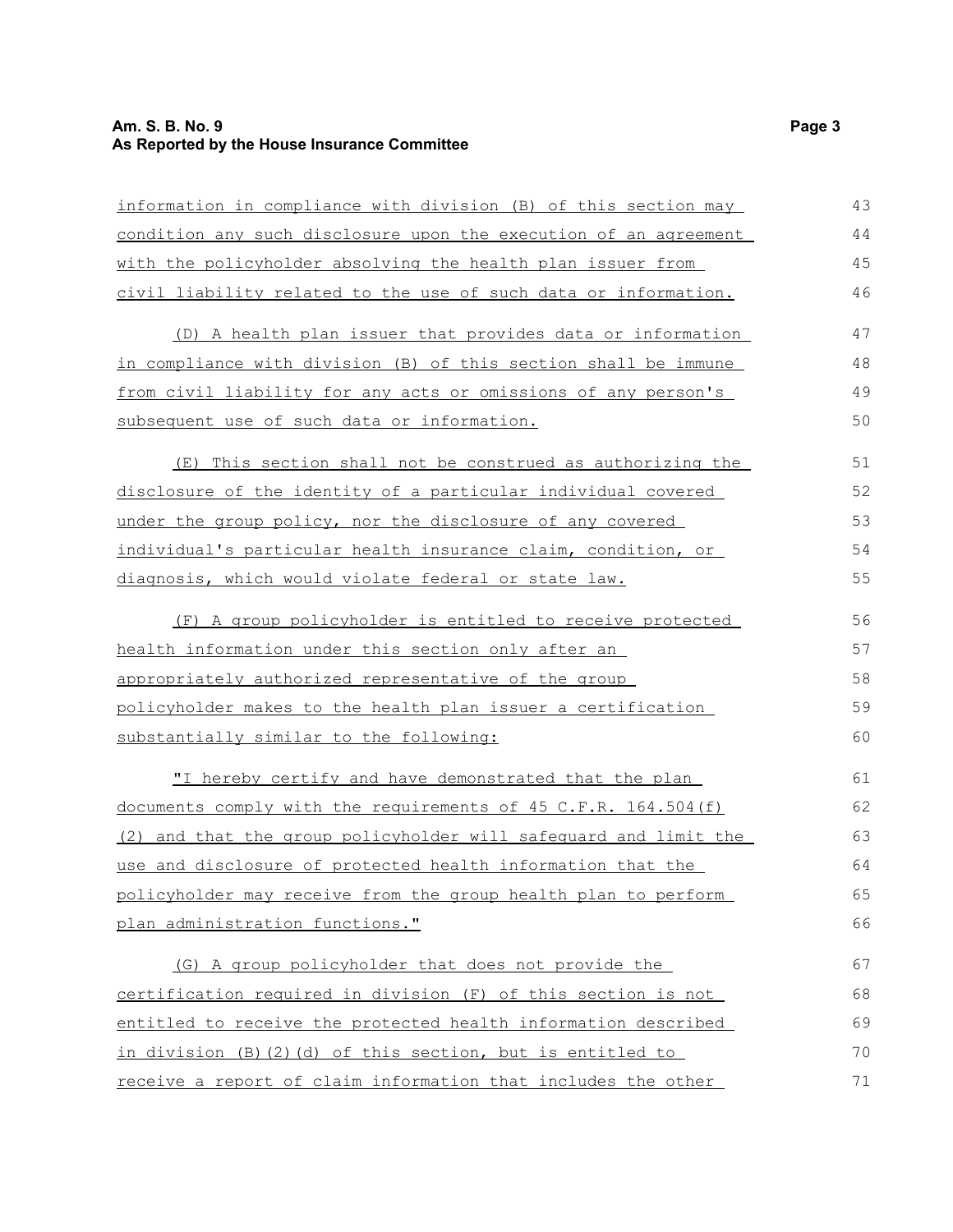information in compliance with division (B) of this section may condition any such disclosure upon the execution of an agreement with the policyholder absolving the health plan issuer from civil liability related to the use of such data or information.

(D) A health plan issuer that provides data or information in compliance with division (B) of this section shall be immune from civil liability for any acts or omissions of any person's subsequent use of such data or information.

(E) This section shall not be construed as authorizing the disclosure of the identity of a particular individual covered under the group policy, nor the disclosure of any covered individual's particular health insurance claim, condition, or diagnosis, which would violate federal or state law.

(F) A group policyholder is entitled to receive protected health information under this section only after an appropriately authorized representative of the group policyholder makes to the health plan issuer a certification substantially similar to the following:

"I hereby certify and have demonstrated that the plan documents comply with the requirements of 45 C.F.R. 164.504(f)(2) and that the group policyholder will safeguard and limit the use and disclosure of protected health information that the policyholder may receive from the group health plan to perform plan administration functions."

(G) A group policyholder that does not provide the certification required in division (F) of this section is not entitled to receive the protected health information described in division (B)(2)(d) of this section, but is entitled to receive a report of claim information that includes the other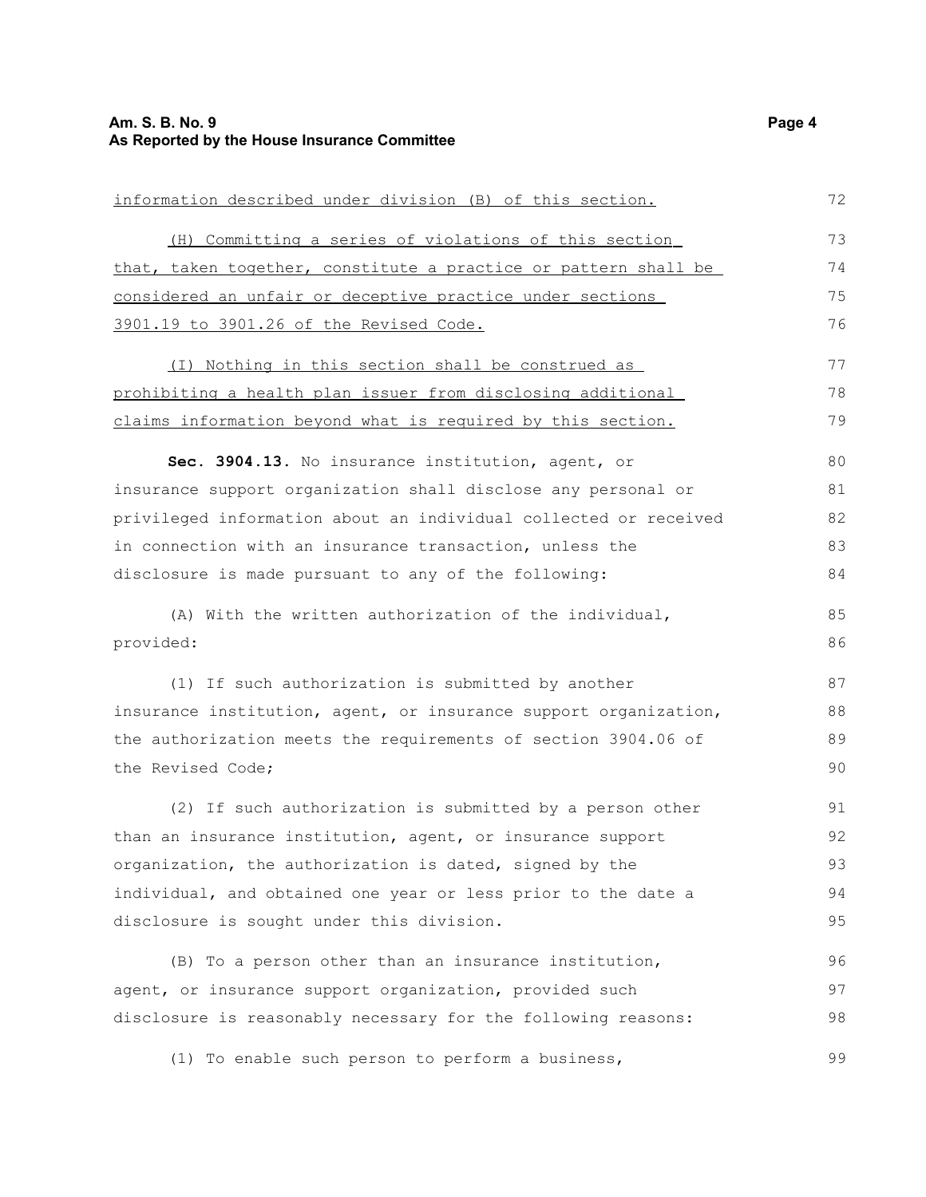information described under division (B) of this section.

(H) Committing a series of violations of this section that, taken together, constitute a practice or pattern shall be considered an unfair or deceptive practice under sections 3901.19 to 3901.26 of the Revised Code.

(I) Nothing in this section shall be construed as prohibiting a health plan issuer from disclosing additional claims information beyond what is required by this section.

**Sec. 3904.13.** No insurance institution, agent, or insurance support organization shall disclose any personal or privileged information about an individual collected or received in connection with an insurance transaction, unless the disclosure is made pursuant to any of the following:

(A) With the written authorization of the individual, provided:

(1) If such authorization is submitted by another insurance institution, agent, or insurance support organization, the authorization meets the requirements of section 3904.06 of the Revised Code;

(2) If such authorization is submitted by a person other than an insurance institution, agent, or insurance support organization, the authorization is dated, signed by the individual, and obtained one year or less prior to the date a disclosure is sought under this division.

(B) To a person other than an insurance institution, agent, or insurance support organization, provided such disclosure is reasonably necessary for the following reasons:

(1) To enable such person to perform a business,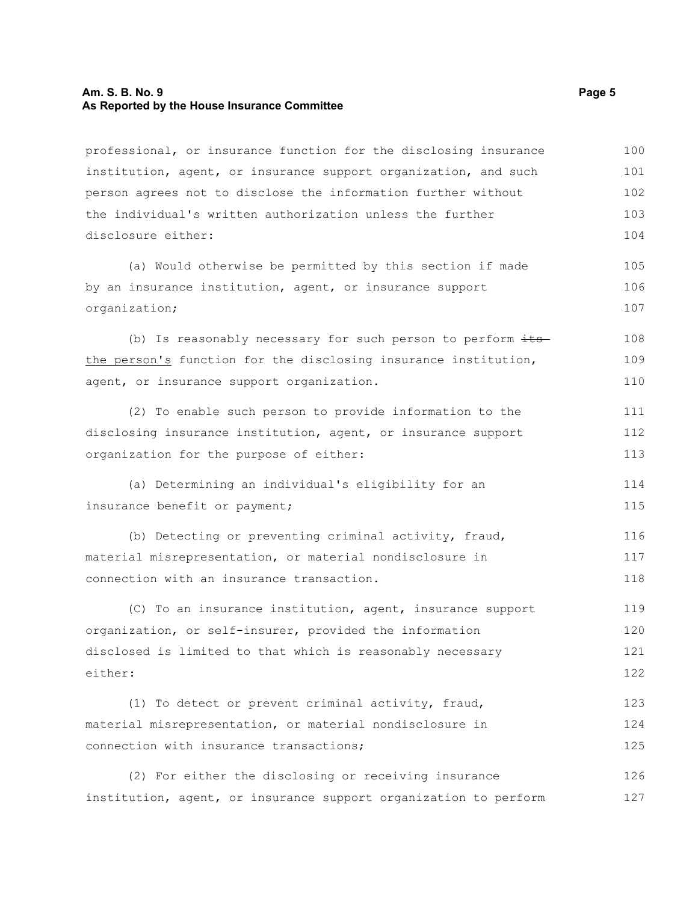professional, or insurance function for the disclosing insurance institution, agent, or insurance support organization, and such person agrees not to disclose the information further without the individual's written authorization unless the further disclosure either:

(a) Would otherwise be permitted by this section if made by an insurance institution, agent, or insurance support organization;

(b) Is reasonably necessary for such person to perform ~~its~~ the person's function for the disclosing insurance institution, agent, or insurance support organization.

(2) To enable such person to provide information to the disclosing insurance institution, agent, or insurance support organization for the purpose of either:

(a) Determining an individual's eligibility for an insurance benefit or payment;

(b) Detecting or preventing criminal activity, fraud, material misrepresentation, or material nondisclosure in connection with an insurance transaction.

(C) To an insurance institution, agent, insurance support organization, or self-insurer, provided the information disclosed is limited to that which is reasonably necessary either:

(1) To detect or prevent criminal activity, fraud, material misrepresentation, or material nondisclosure in connection with insurance transactions;

(2) For either the disclosing or receiving insurance institution, agent, or insurance support organization to perform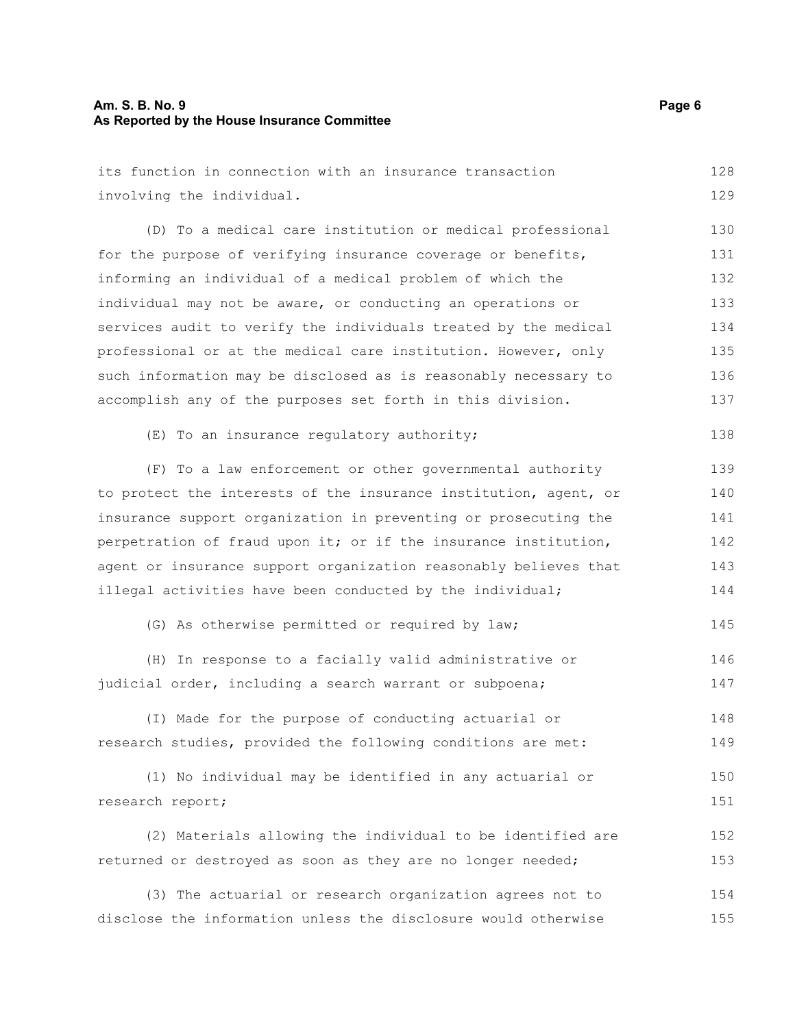its function in connection with an insurance transaction involving the individual.

(D) To a medical care institution or medical professional for the purpose of verifying insurance coverage or benefits, informing an individual of a medical problem of which the individual may not be aware, or conducting an operations or services audit to verify the individuals treated by the medical professional or at the medical care institution. However, only such information may be disclosed as is reasonably necessary to accomplish any of the purposes set forth in this division.

(E) To an insurance regulatory authority;

(F) To a law enforcement or other governmental authority to protect the interests of the insurance institution, agent, or insurance support organization in preventing or prosecuting the perpetration of fraud upon it; or if the insurance institution, agent or insurance support organization reasonably believes that illegal activities have been conducted by the individual;

(G) As otherwise permitted or required by law;

(H) In response to a facially valid administrative or judicial order, including a search warrant or subpoena;

(I) Made for the purpose of conducting actuarial or research studies, provided the following conditions are met:

(1) No individual may be identified in any actuarial or research report;

(2) Materials allowing the individual to be identified are returned or destroyed as soon as they are no longer needed;

(3) The actuarial or research organization agrees not to disclose the information unless the disclosure would otherwise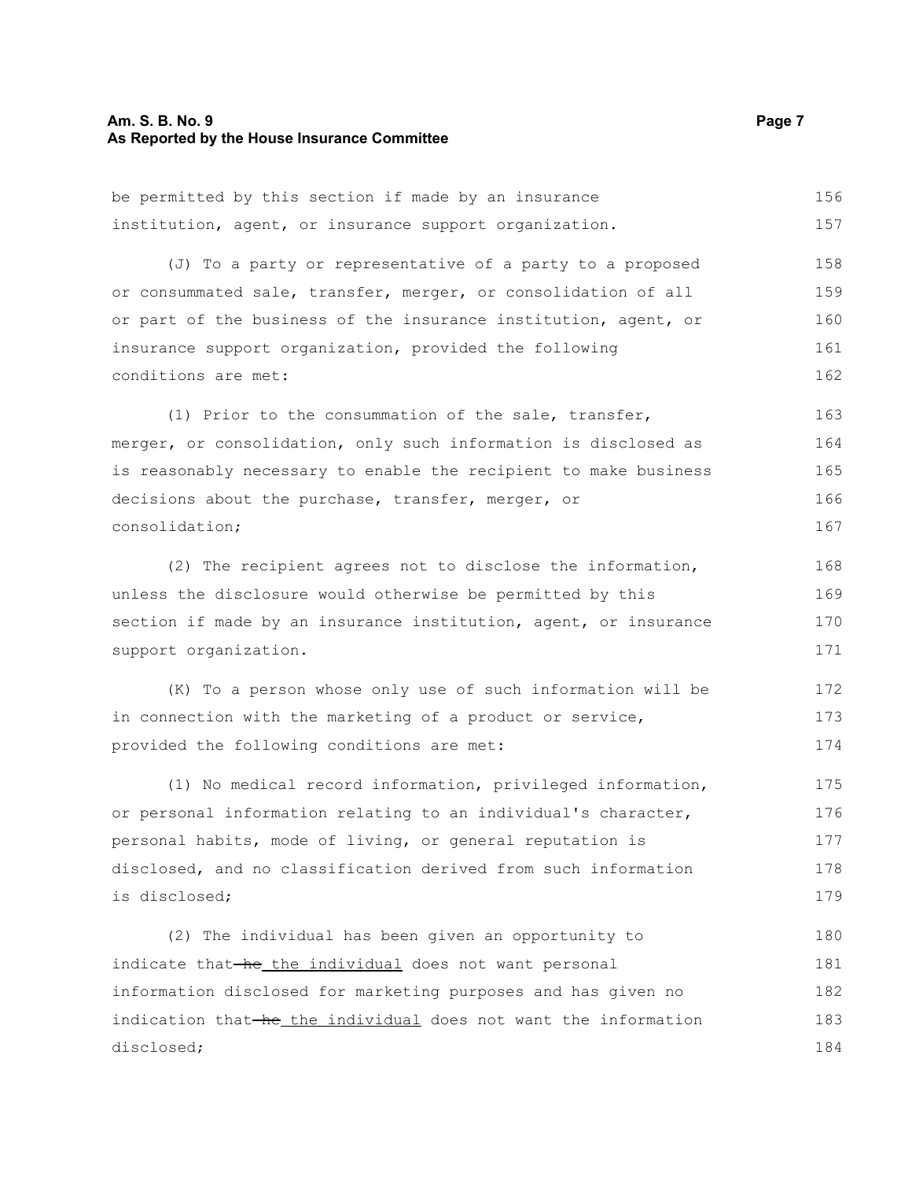be permitted by this section if made by an insurance institution, agent, or insurance support organization.

(J) To a party or representative of a party to a proposed or consummated sale, transfer, merger, or consolidation of all or part of the business of the insurance institution, agent, or insurance support organization, provided the following conditions are met:

(1) Prior to the consummation of the sale, transfer, merger, or consolidation, only such information is disclosed as is reasonably necessary to enable the recipient to make business decisions about the purchase, transfer, merger, or consolidation;

(2) The recipient agrees not to disclose the information, unless the disclosure would otherwise be permitted by this section if made by an insurance institution, agent, or insurance support organization.

(K) To a person whose only use of such information will be in connection with the marketing of a product or service, provided the following conditions are met:

(1) No medical record information, privileged information, or personal information relating to an individual's character, personal habits, mode of living, or general reputation is disclosed, and no classification derived from such information is disclosed;

(2) The individual has been given an opportunity to indicate that ~~he~~ the individual does not want personal information disclosed for marketing purposes and has given no indication that ~~he~~ the individual does not want the information disclosed;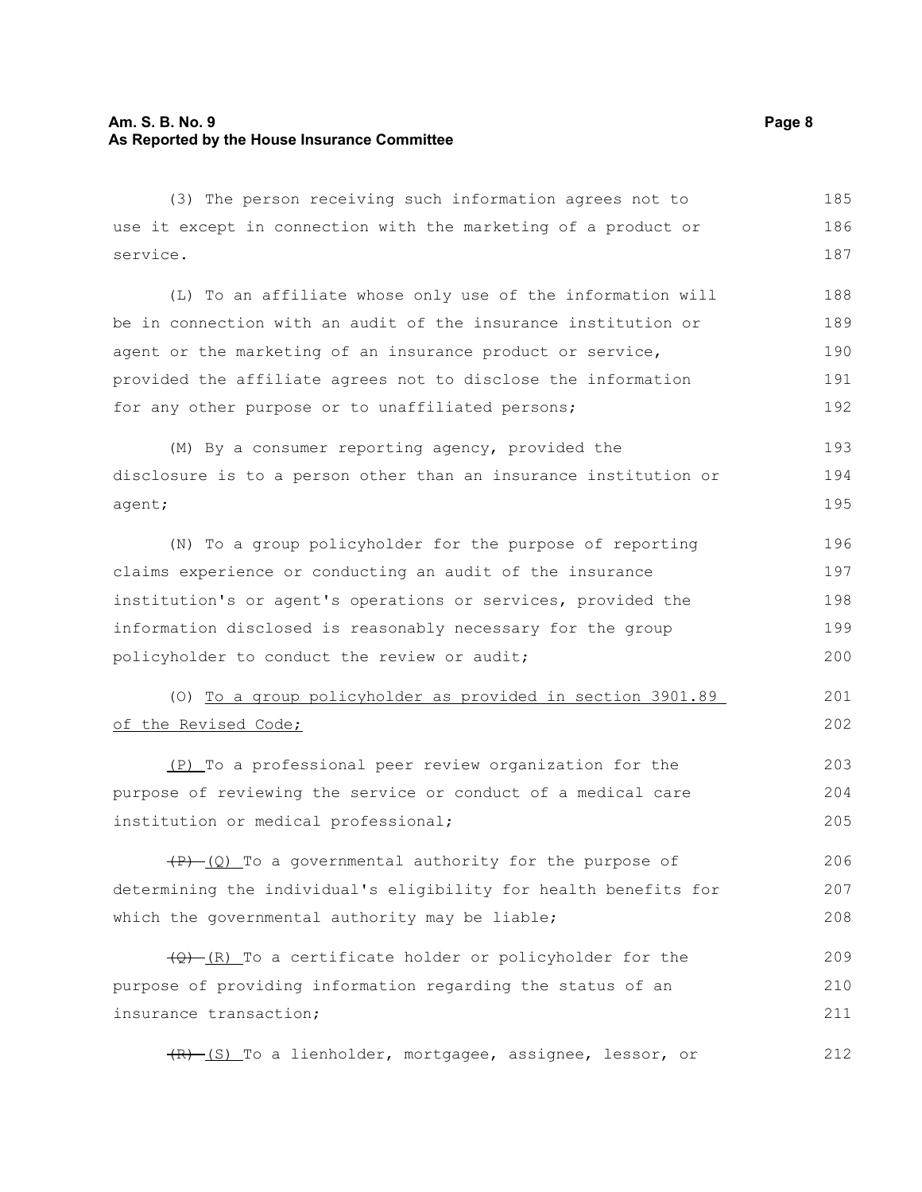(3) The person receiving such information agrees not to use it except in connection with the marketing of a product or service.

(L) To an affiliate whose only use of the information will be in connection with an audit of the insurance institution or agent or the marketing of an insurance product or service, provided the affiliate agrees not to disclose the information for any other purpose or to unaffiliated persons;

(M) By a consumer reporting agency, provided the disclosure is to a person other than an insurance institution or agent;

(N) To a group policyholder for the purpose of reporting claims experience or conducting an audit of the insurance institution's or agent's operations or services, provided the information disclosed is reasonably necessary for the group policyholder to conduct the review or audit;

(O) <u>To a group policyholder as provided in section 3901.89 of the Revised Code;</u>

<u>(P)</u> To a professional peer review organization for the purpose of reviewing the service or conduct of a medical care institution or medical professional;

~~(P)~~ <u>(Q)</u> To a governmental authority for the purpose of determining the individual's eligibility for health benefits for which the governmental authority may be liable;

~~(Q)~~ <u>(R)</u> To a certificate holder or policyholder for the purpose of providing information regarding the status of an insurance transaction;

~~(R)~~ <u>(S)</u> To a lienholder, mortgagee, assignee, lessor, or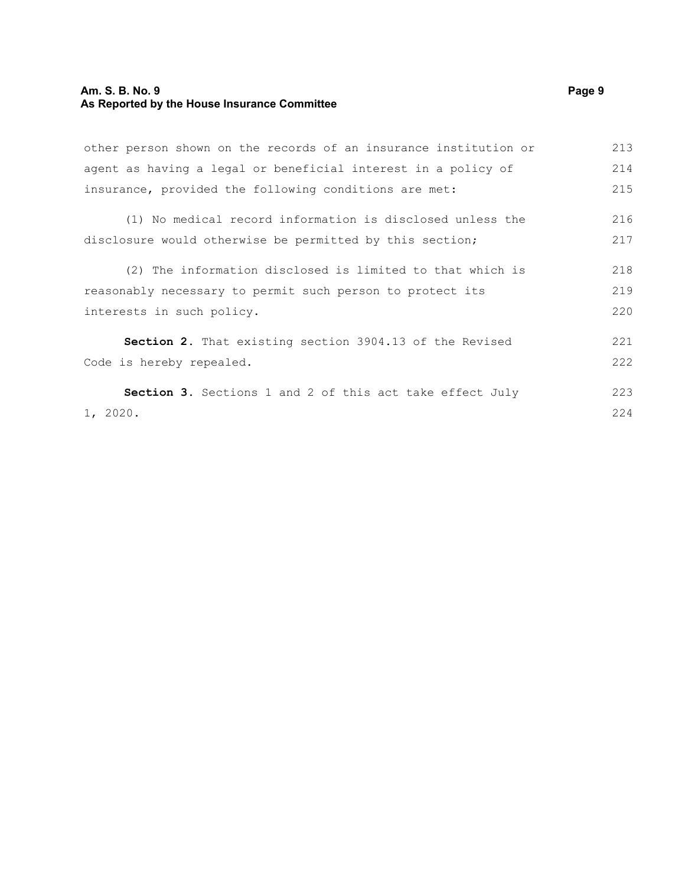other person shown on the records of an insurance institution or agent as having a legal or beneficial interest in a policy of insurance, provided the following conditions are met:

(1) No medical record information is disclosed unless the disclosure would otherwise be permitted by this section;

(2) The information disclosed is limited to that which is reasonably necessary to permit such person to protect its interests in such policy.

**Section 2.** That existing section 3904.13 of the Revised Code is hereby repealed.

**Section 3.** Sections 1 and 2 of this act take effect July 1, 2020.